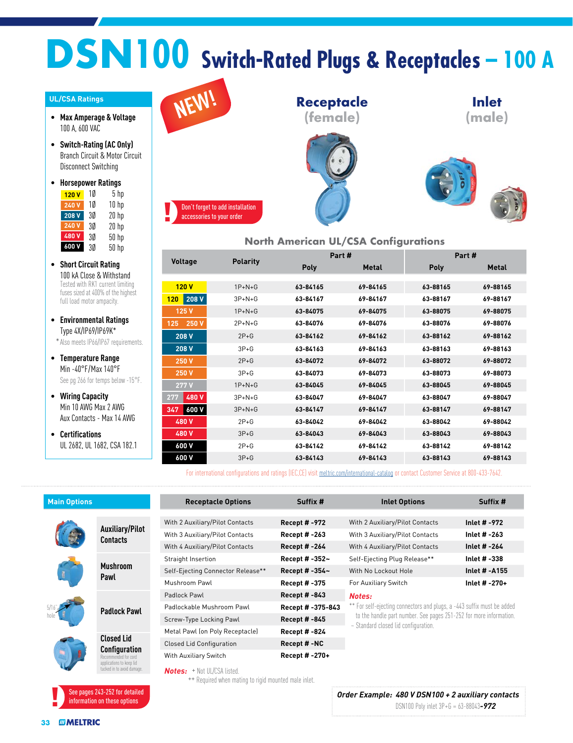# DSN100 Switch-Rated Plugs & Receptacles – 100 A

NEW!

## UL/CSA Ratings

- **Max Amperage & Voltage**
  100 A, 600 VAC
- **Switch-Rating (AC Only)**
  Branch Circuit & Motor Circuit Disconnect Switching
- **Horsepower Ratings**

| Voltage | Phase | Rating |
|---|---|---|
| 120 V | 1Ø | 5 hp |
| 240 V | 1Ø | 10 hp |
| 208 V | 3Ø | 20 hp |
| 240 V | 3Ø | 20 hp |
| 480 V | 3Ø | 50 hp |
| 600 V | 3Ø | 50 hp |

- **Short Circuit Rating**
  100 kA Close & Withstand
  Tested with RK1 current limiting fuses sized at 400% of the highest full load motor ampacity.
- **Environmental Ratings**
  Type 4X/IP69/IP69K*
  *Also meets IP66/IP67 requirements.
- **Temperature Range**
  Min -40°F/Max 140°F
  See pg 266 for temps below -15°F.
- **Wiring Capacity**
  Min 10 AWG Max 2 AWG
  Aux Contacts - Max 14 AWG
- **Certifications**
  UL 2682, UL 1682, CSA 182.1

**Receptacle (female)** | **Inlet (male)**

! Don't forget to add installation accessories to your order

## North American UL/CSA Configurations

| Voltage | Polarity | Receptacle Part # Poly | Receptacle Part # Metal | Inlet Part # Poly | Inlet Part # Metal |
|---|---|---|---|---|---|
| 120 V | 1P+N+G | 63-84165 | 69-84165 | 63-88165 | 69-88165 |
| 120 / 208 V | 3P+N+G | 63-84167 | 69-84167 | 63-88167 | 69-88167 |
| 125 V | 1P+N+G | 63-84075 | 69-84075 | 63-88075 | 69-88075 |
| 125 / 250 V | 2P+N+G | 63-84076 | 69-84076 | 63-88076 | 69-88076 |
| 208 V | 2P+G | 63-84162 | 69-84162 | 63-88162 | 69-88162 |
| 208 V | 3P+G | 63-84163 | 69-84163 | 63-88163 | 69-88163 |
| 250 V | 2P+G | 63-84072 | 69-84072 | 63-88072 | 69-88072 |
| 250 V | 3P+G | 63-84073 | 69-84073 | 63-88073 | 69-88073 |
| 277 V | 1P+N+G | 63-84045 | 69-84045 | 63-88045 | 69-88045 |
| 277 / 480 V | 3P+N+G | 63-84047 | 69-84047 | 63-88047 | 69-88047 |
| 347 / 600 V | 3P+N+G | 63-84147 | 69-84147 | 63-88147 | 69-88147 |
| 480 V | 2P+G | 63-84042 | 69-84042 | 63-88042 | 69-88042 |
| 480 V | 3P+G | 63-84043 | 69-84043 | 63-88043 | 69-88043 |
| 600 V | 2P+G | 63-84142 | 69-84142 | 63-88142 | 69-88142 |
| 600 V | 3P+G | 63-84143 | 69-84143 | 63-88143 | 69-88143 |

For international configurations and ratings (IEC,CE) visit meltric.com/international-catalog or contact Customer Service at 800-433-7642.

## Main Options

- **Auxiliary/Pilot Contacts**
- **Mushroom Pawl**
- **Padlock Pawl** (5/16" hole)
- **Closed Lid Configuration** – Recommended for cord applications to keep lid tucked in to avoid damage.

| Receptacle Options | Suffix # |
|---|---|
| With 2 Auxiliary/Pilot Contacts | Recept # -972 |
| With 3 Auxiliary/Pilot Contacts | Recept # -263 |
| With 4 Auxiliary/Pilot Contacts | Recept # -264 |
| Straight Insertion | Recept # -352~ |
| Self-Ejecting Connector Release** | Recept # -354~ |
| Mushroom Pawl | Recept # -375 |
| Padlock Pawl | Recept # -843 |
| Padlockable Mushroom Pawl | Recept # -375-843 |
| Screw-Type Locking Pawl | Recept # -845 |
| Metal Pawl (on Poly Receptacle) | Recept # -824 |
| Closed Lid Configuration | Recept # -NC |
| With Auxiliary Switch | Recept # -270+ |

*Notes:* + Not UL/CSA listed.
++ Required when mating to rigid mounted male inlet.

| Inlet Options | Suffix # |
|---|---|
| With 2 Auxiliary/Pilot Contacts | Inlet # -972 |
| With 3 Auxiliary/Pilot Contacts | Inlet # -263 |
| With 4 Auxiliary/Pilot Contacts | Inlet # -264 |
| Self-Ejecting Plug Release** | Inlet # -338 |
| With No Lockout Hole | Inlet # -A155 |
| For Auxiliary Switch | Inlet # -270+ |

*Notes:*
** For self-ejecting connectors and plugs, a -443 suffix must be added to the handle part number. See pages 251-252 for more information.
~ Standard closed lid configuration.

! See pages 243-252 for detailed information on these options

***Order Example: 480 V DSN100 + 2 auxiliary contacts***
DSN100 Poly inlet 3P+G = 63-88043-***972***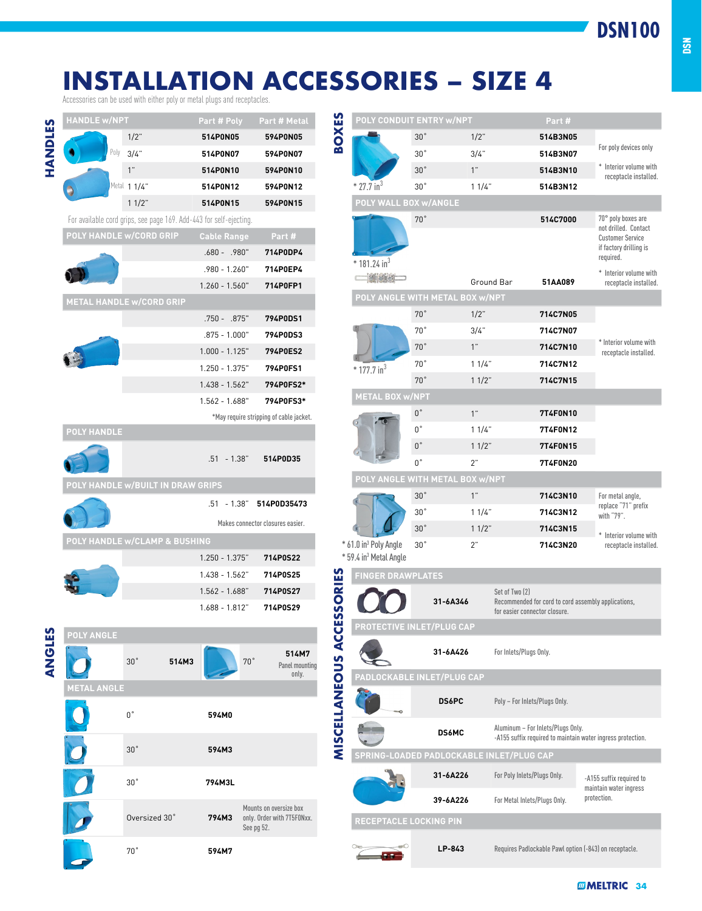# INSTALLATION ACCESSORIES – SIZE 4

Accessories can be used with either poly or metal plugs and receptacles.

## HANDLES

| HANDLE w/NPT | | Part # Poly | Part # Metal |
|---|---|---|---|
| Poly | 1/2" | 514P0N05 | 594P0N05 |
| | 3/4" | 514P0N07 | 594P0N07 |
| | 1" | 514P0N10 | 594P0N10 |
| Metal | 1 1/4" | 514P0N12 | 594P0N12 |
| | 1 1/2" | 514P0N15 | 594P0N15 |

For available cord grips, see page 169. Add-443 for self-ejecting.

| POLY HANDLE w/CORD GRIP | Cable Range | Part # |
|---|---|---|
| | .680 - .980" | 714P0DP4 |
| | .980 - 1.260" | 714P0EP4 |
| | 1.260 - 1.560" | 714P0FP1 |

| METAL HANDLE w/CORD GRIP | Cable Range | Part # |
|---|---|---|
| | .750 - .875" | 794P0DS1 |
| | .875 - 1.000" | 794P0DS3 |
| | 1.000 - 1.125" | 794P0ES2 |
| | 1.250 - 1.375" | 794P0FS1 |
| | 1.438 - 1.562" | 794P0FS2* |
| | 1.562 - 1.688" | 794P0FS3* |

*May require stripping of cable jacket.

| POLY HANDLE | Cable Range | Part # |
|---|---|---|
| | .51 - 1.38" | 514P0D35 |

| POLY HANDLE w/BUILT IN DRAW GRIPS | Cable Range | Part # |
|---|---|---|
| | .51 - 1.38" | 514P0D35473 |

Makes connector closures easier.

| POLY HANDLE w/CLAMP & BUSHING | Cable Range | Part # |
|---|---|---|
| | 1.250 - 1.375" | 714P0S22 |
| | 1.438 - 1.562" | 714P0S25 |
| | 1.562 - 1.688" | 714P0S27 |
| | 1.688 - 1.812" | 714P0S29 |

## ANGLES

| POLY ANGLE | | | |
|---|---|---|---|
| 30° | 514M3 | 70° | 514M7 Panel mounting only. |

| METAL ANGLE | | |
|---|---|---|
| 0° | 594M0 | |
| 30° | 594M3 | |
| 30° | 794M3L | |
| Oversized 30° | 794M3 | Mounts on oversize box only. Order with 7T5F0Nxx. See pg 52. |
| 70° | 594M7 | |

## BOXES

| POLY CONDUIT ENTRY w/NPT | | Part # | |
|---|---|---|---|
| 30° | 1/2" | 514B3N05 | For poly devices only |
| 30° | 3/4" | 514B3N07 | * Interior volume with receptacle installed. |
| 30° | 1" | 514B3N10 | |
| 30° | 1 1/4" | 514B3N12 | |

* 27.7 in³

| POLY WALL BOX w/ANGLE | | Part # | |
|---|---|---|---|
| 70° | | 514C7000 | 70° poly boxes are not drilled. Contact Customer Service if factory drilling is required. |
| | Ground Bar | 51AA089 | * Interior volume with receptacle installed. |

* 181.24 in³

| POLY ANGLE WITH METAL BOX w/NPT | | Part # | |
|---|---|---|---|
| 70° | 1/2" | 714C7N05 | * Interior volume with receptacle installed. |
| 70° | 3/4" | 714C7N07 | |
| 70° | 1" | 714C7N10 | |
| 70° | 1 1/4" | 714C7N12 | |
| 70° | 1 1/2" | 714C7N15 | |

* 177.7 in³

| METAL BOX w/NPT | | Part # |
|---|---|---|
| 0° | 1" | 7T4F0N10 |
| 0° | 1 1/4" | 7T4F0N12 |
| 0° | 1 1/2" | 7T4F0N15 |
| 0° | 2" | 7T4F0N20 |

| POLY ANGLE WITH METAL BOX w/NPT | | Part # | |
|---|---|---|---|
| 30° | 1" | 714C3N10 | For metal angle, replace "71" prefix with "79". |
| 30° | 1 1/4" | 714C3N12 | |
| 30° | 1 1/2" | 714C3N15 | * Interior volume with receptacle installed. |
| 30° | 2" | 714C3N20 | |

* 61.0 in³ Poly Angle
* 59.4 in³ Metal Angle

## MISCELLANEOUS ACCESSORIES

| FINGER DRAWPLATES | |
|---|---|
| 31-6A346 | Set of Two (2) Recommended for cord to cord assembly applications, for easier connector closure. |

| PROTECTIVE INLET/PLUG CAP | |
|---|---|
| 31-6A426 | For Inlets/Plugs Only. |

| PADLOCKABLE INLET/PLUG CAP | |
|---|---|
| DS6PC | Poly – For Inlets/Plugs Only. |
| DS6MC | Aluminum – For Inlets/Plugs Only. -A155 suffix required to maintain water ingress protection. |

| SPRING-LOADED PADLOCKABLE INLET/PLUG CAP | | |
|---|---|---|
| 31-6A226 | For Poly Inlets/Plugs Only. | -A155 suffix required to maintain water ingress protection. |
| 39-6A226 | For Metal Inlets/Plugs Only. | |

| RECEPTACLE LOCKING PIN | |
|---|---|
| LP-843 | Requires Padlockable Pawl option (-843) on receptacle. |